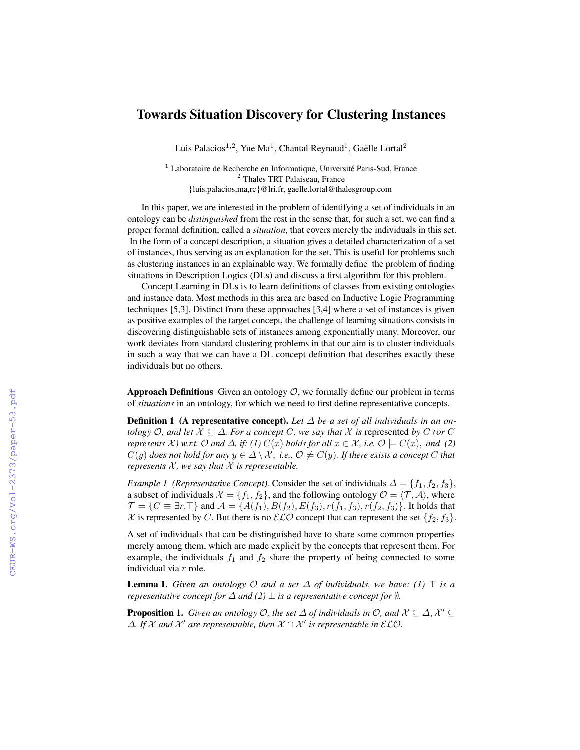# Towards Situation Discovery for Clustering Instances

Luis Palacios[1,2], Yue Ma[1], Chantal Reynaud[1], Gaëlle Lortal[2]

[1] Laboratoire de Recherche en Informatique, Université Paris-Sud, France
[2] Thales TRT Palaiseau, France
{luis.palacios,ma,rc}@lri.fr, gaelle.lortal@thalesgroup.com

In this paper, we are interested in the problem of identifying a set of individuals in an ontology can be *distinguished* from the rest in the sense that, for such a set, we can find a proper formal definition, called a *situation*, that covers merely the individuals in this set. In the form of a concept description, a situation gives a detailed characterization of a set of instances, thus serving as an explanation for the set. This is useful for problems such as clustering instances in an explainable way. We formally define the problem of finding situations in Description Logics (DLs) and discuss a first algorithm for this problem.

Concept Learning in DLs is to learn definitions of classes from existing ontologies and instance data. Most methods in this area are based on Inductive Logic Programming techniques [5,3]. Distinct from these approaches [3,4] where a set of instances is given as positive examples of the target concept, the challenge of learning situations consists in discovering distinguishable sets of instances among exponentially many. Moreover, our work deviates from standard clustering problems in that our aim is to cluster individuals in such a way that we can have a DL concept definition that describes exactly these individuals but no others.

**Approach Definitions** Given an ontology $\mathcal{O}$, we formally define our problem in terms of *situations* in an ontology, for which we need to first define representative concepts.

**Definition 1 (A representative concept).** *Let $\Delta$ be a set of all individuals in an ontology $\mathcal{O}$, and let $\mathcal{X} \subseteq \Delta$. For a concept $C$, we say that $\mathcal{X}$ is* represented *by $C$ (or $C$ represents $\mathcal{X}$) w.r.t. $\mathcal{O}$ and $\Delta$, if: (1) $C(x)$ holds for all $x \in \mathcal{X}$, i.e. $\mathcal{O} \models C(x)$, and (2) $C(y)$ does not hold for any $y \in \Delta \setminus \mathcal{X}$, i.e., $\mathcal{O} \not\models C(y)$. If there exists a concept $C$ that represents $\mathcal{X}$, we say that $\mathcal{X}$ is representable.*

*Example 1 (Representative Concept).* Consider the set of individuals $\Delta = \{f_1, f_2, f_3\}$, a subset of individuals $\mathcal{X} = \{f_1, f_2\}$, and the following ontology $\mathcal{O} = \langle \mathcal{T}, \mathcal{A} \rangle$, where $\mathcal{T} = \{C \equiv \exists r.\top\}$ and $\mathcal{A} = \{A(f_1), B(f_2), E(f_3), r(f_1, f_3), r(f_2, f_3)\}$. It holds that $\mathcal{X}$ is represented by $C$. But there is no $\mathcal{ELO}$ concept that can represent the set $\{f_2, f_3\}$.

A set of individuals that can be distinguished have to share some common properties merely among them, which are made explicit by the concepts that represent them. For example, the individuals $f_1$ and $f_2$ share the property of being connected to some individual via $r$ role.

**Lemma 1.** *Given an ontology $\mathcal{O}$ and a set $\Delta$ of individuals, we have: (1) $\top$ is a representative concept for $\Delta$ and (2) $\bot$ is a representative concept for $\emptyset$.*

**Proposition 1.** *Given an ontology $\mathcal{O}$, the set $\Delta$ of individuals in $\mathcal{O}$, and $\mathcal{X} \subseteq \Delta, \mathcal{X}' \subseteq \Delta$. If $\mathcal{X}$ and $\mathcal{X}'$ are representable, then $\mathcal{X} \cap \mathcal{X}'$ is representable in $\mathcal{ELO}$.*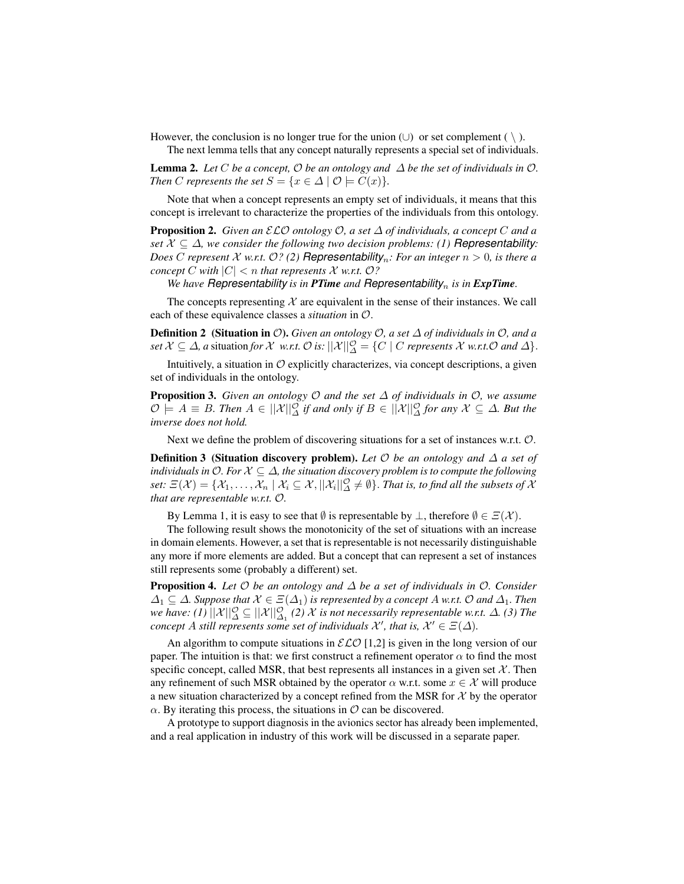However, the conclusion is no longer true for the union ($\cup$) or set complement ( $\setminus$ ).

The next lemma tells that any concept naturally represents a special set of individuals.

**Lemma 2.** *Let $C$ be a concept, $\mathcal{O}$ be an ontology and $\Delta$ be the set of individuals in $\mathcal{O}$. Then $C$ represents the set $S = \{x \in \Delta \mid \mathcal{O} \models C(x)\}$.*

Note that when a concept represents an empty set of individuals, it means that this concept is irrelevant to characterize the properties of the individuals from this ontology.

**Proposition 2.** *Given an $\mathcal{ELO}$ ontology $\mathcal{O}$, a set $\Delta$ of individuals, a concept $C$ and a set $\mathcal{X} \subseteq \Delta$, we consider the following two decision problems: (1)* **Representability***: Does $C$ represent $\mathcal{X}$ w.r.t. $\mathcal{O}$? (2)* **Representability$_n$***: For an integer $n > 0$, is there a concept $C$ with $|C| < n$ that represents $\mathcal{X}$ w.r.t. $\mathcal{O}$?*

*We have* **Representability** *is in* ***PTime*** *and* **Representability$_n$** *is in* ***ExpTime****.*

The concepts representing $\mathcal{X}$ are equivalent in the sense of their instances. We call each of these equivalence classes a *situation* in $\mathcal{O}$.

**Definition 2 (Situation in $\mathcal{O}$).** *Given an ontology $\mathcal{O}$, a set $\Delta$ of individuals in $\mathcal{O}$, and a set $\mathcal{X} \subseteq \Delta$, a* situation *for $\mathcal{X}$ w.r.t. $\mathcal{O}$ is: $||\mathcal{X}||^{\mathcal{O}}_{\Delta} = \{C \mid C$ represents $\mathcal{X}$ w.r.t.$\mathcal{O}$ and $\Delta\}$.*

Intuitively, a situation in $\mathcal{O}$ explicitly characterizes, via concept descriptions, a given set of individuals in the ontology.

**Proposition 3.** *Given an ontology $\mathcal{O}$ and the set $\Delta$ of individuals in $\mathcal{O}$, we assume $\mathcal{O} \models A \equiv B$. Then $A \in ||\mathcal{X}||^{\mathcal{O}}_{\Delta}$ if and only if $B \in ||\mathcal{X}||^{\mathcal{O}}_{\Delta}$ for any $\mathcal{X} \subseteq \Delta$. But the inverse does not hold.*

Next we define the problem of discovering situations for a set of instances w.r.t. $\mathcal{O}$.

**Definition 3 (Situation discovery problem).** *Let $\mathcal{O}$ be an ontology and $\Delta$ a set of individuals in $\mathcal{O}$. For $\mathcal{X} \subseteq \Delta$, the situation discovery problem is to compute the following set: $\Xi(\mathcal{X}) = \{\mathcal{X}_1, \ldots, \mathcal{X}_n \mid \mathcal{X}_i \subseteq \mathcal{X}, ||\mathcal{X}_i||^{\mathcal{O}}_{\Delta} \neq \emptyset\}$. That is, to find all the subsets of $\mathcal{X}$ that are representable w.r.t. $\mathcal{O}$.*

By Lemma 1, it is easy to see that $\emptyset$ is representable by $\perp$, therefore $\emptyset \in \Xi(\mathcal{X})$.

The following result shows the monotonicity of the set of situations with an increase in domain elements. However, a set that is representable is not necessarily distinguishable any more if more elements are added. But a concept that can represent a set of instances still represents some (probably a different) set.

**Proposition 4.** *Let $\mathcal{O}$ be an ontology and $\Delta$ be a set of individuals in $\mathcal{O}$. Consider $\Delta_1 \subseteq \Delta$. Suppose that $\mathcal{X} \in \Xi(\Delta_1)$ is represented by a concept $A$ w.r.t. $\mathcal{O}$ and $\Delta_1$. Then we have: (1) $||\mathcal{X}||^{\mathcal{O}}_{\Delta} \subseteq ||\mathcal{X}||^{\mathcal{O}}_{\Delta_1}$ (2) $\mathcal{X}$ is not necessarily representable w.r.t. $\Delta$. (3) The concept $A$ still represents some set of individuals $\mathcal{X}'$, that is, $\mathcal{X}' \in \Xi(\Delta)$.*

An algorithm to compute situations in $\mathcal{ELO}$ [1,2] is given in the long version of our paper. The intuition is that: we first construct a refinement operator $\alpha$ to find the most specific concept, called MSR, that best represents all instances in a given set $\mathcal{X}$. Then any refinement of such MSR obtained by the operator $\alpha$ w.r.t. some $x \in \mathcal{X}$ will produce a new situation characterized by a concept refined from the MSR for $\mathcal{X}$ by the operator $\alpha$. By iterating this process, the situations in $\mathcal{O}$ can be discovered.

A prototype to support diagnosis in the avionics sector has already been implemented, and a real application in industry of this work will be discussed in a separate paper.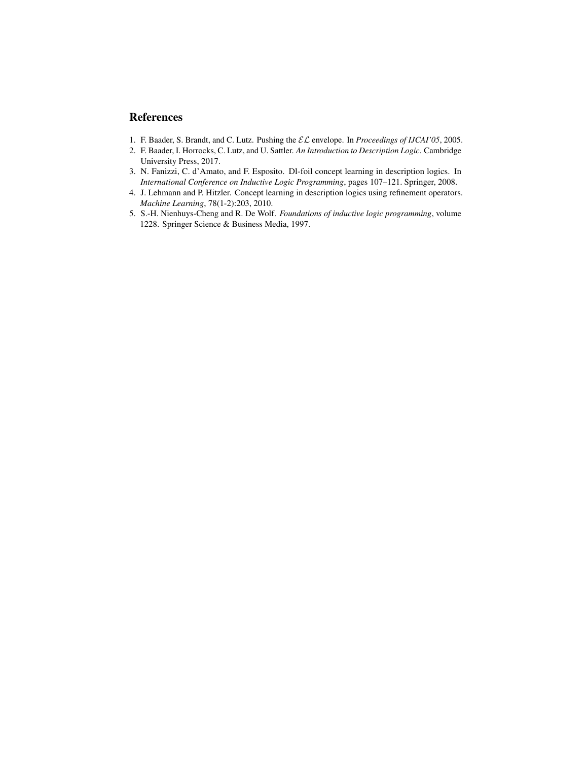## References

1. F. Baader, S. Brandt, and C. Lutz. Pushing the $\mathcal{EL}$ envelope. In *Proceedings of IJCAI'05*, 2005.
2. F. Baader, I. Horrocks, C. Lutz, and U. Sattler. *An Introduction to Description Logic*. Cambridge University Press, 2017.
3. N. Fanizzi, C. d'Amato, and F. Esposito. Dl-foil concept learning in description logics. In *International Conference on Inductive Logic Programming*, pages 107–121. Springer, 2008.
4. J. Lehmann and P. Hitzler. Concept learning in description logics using refinement operators. *Machine Learning*, 78(1-2):203, 2010.
5. S.-H. Nienhuys-Cheng and R. De Wolf. *Foundations of inductive logic programming*, volume 1228. Springer Science & Business Media, 1997.